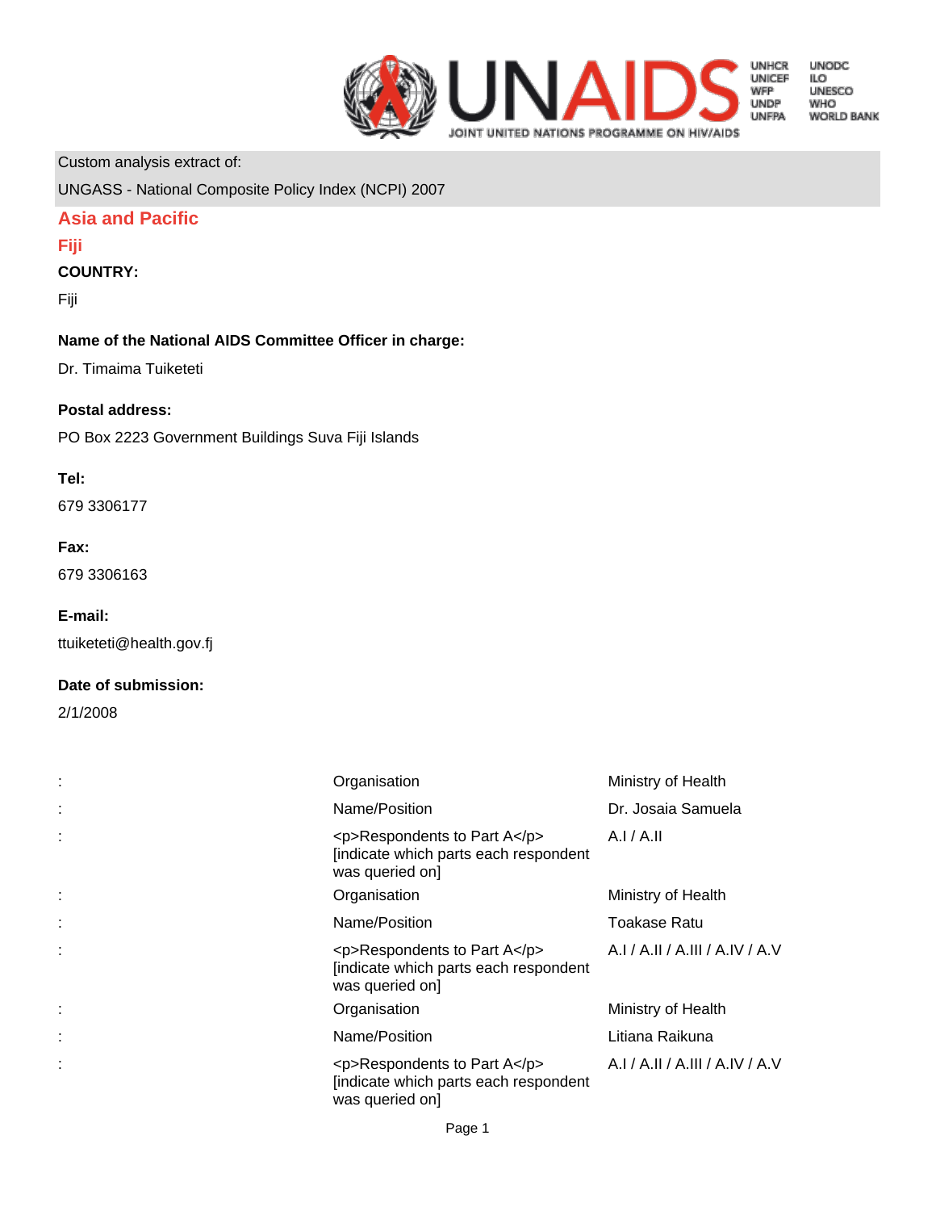Custom analysis extract of:

UNGASS - National Composite Policy Index (NCPI) 2007

## Asia and Pacific

### Fiji

**COUNTRY:**

Fiji

**Name of the National AIDS Committee Officer in charge:**

Dr. Timaima Tuiketeti

**Postal address:**

PO Box 2223 Government Buildings Suva Fiji Islands

**Tel:**

679 3306177

**Fax:**

679 3306163

**E-mail:**

ttuiketeti@health.gov.fj

**Date of submission:**

2/1/2008

| | | |
|---|---|---|
| : | Organisation | Ministry of Health |
| : | Name/Position | Dr. Josaia Samuela |
| : | <p>Respondents to Part A</p> [indicate which parts each respondent was queried on] | A.I / A.II |
| : | Organisation | Ministry of Health |
| : | Name/Position | Toakase Ratu |
| : | <p>Respondents to Part A</p> [indicate which parts each respondent was queried on] | A.I / A.II / A.III / A.IV / A.V |
| : | Organisation | Ministry of Health |
| : | Name/Position | Litiana Raikuna |
| : | <p>Respondents to Part A</p> [indicate which parts each respondent was queried on] | A.I / A.II / A.III / A.IV / A.V |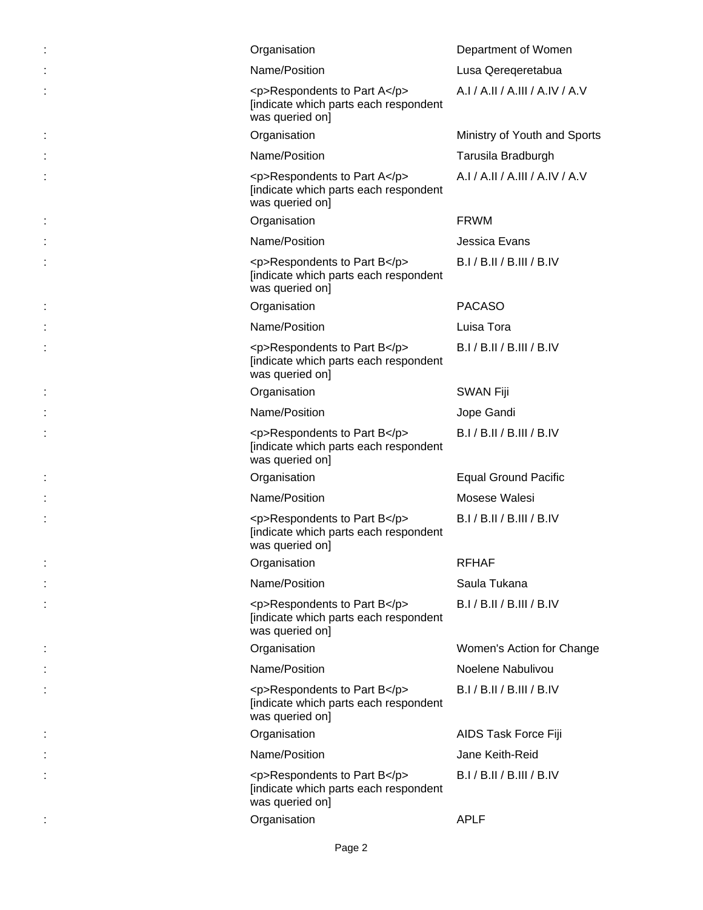| | | |
|---|---|---|
| : | Organisation | Department of Women |
| : | Name/Position | Lusa Qereqeretabua |
| : | <p>Respondents to Part A</p> [indicate which parts each respondent was queried on] | A.I / A.II / A.III / A.IV / A.V |
| : | Organisation | Ministry of Youth and Sports |
| : | Name/Position | Tarusila Bradburgh |
| : | <p>Respondents to Part A</p> [indicate which parts each respondent was queried on] | A.I / A.II / A.III / A.IV / A.V |
| : | Organisation | FRWM |
| : | Name/Position | Jessica Evans |
| : | <p>Respondents to Part B</p> [indicate which parts each respondent was queried on] | B.I / B.II / B.III / B.IV |
| : | Organisation | PACASO |
| : | Name/Position | Luisa Tora |
| : | <p>Respondents to Part B</p> [indicate which parts each respondent was queried on] | B.I / B.II / B.III / B.IV |
| : | Organisation | SWAN Fiji |
| : | Name/Position | Jope Gandi |
| : | <p>Respondents to Part B</p> [indicate which parts each respondent was queried on] | B.I / B.II / B.III / B.IV |
| : | Organisation | Equal Ground Pacific |
| : | Name/Position | Mosese Walesi |
| : | <p>Respondents to Part B</p> [indicate which parts each respondent was queried on] | B.I / B.II / B.III / B.IV |
| : | Organisation | RFHAF |
| : | Name/Position | Saula Tukana |
| : | <p>Respondents to Part B</p> [indicate which parts each respondent was queried on] | B.I / B.II / B.III / B.IV |
| : | Organisation | Women's Action for Change |
| : | Name/Position | Noelene Nabulivou |
| : | <p>Respondents to Part B</p> [indicate which parts each respondent was queried on] | B.I / B.II / B.III / B.IV |
| : | Organisation | AIDS Task Force Fiji |
| : | Name/Position | Jane Keith-Reid |
| : | <p>Respondents to Part B</p> [indicate which parts each respondent was queried on] | B.I / B.II / B.III / B.IV |
| : | Organisation | APLF |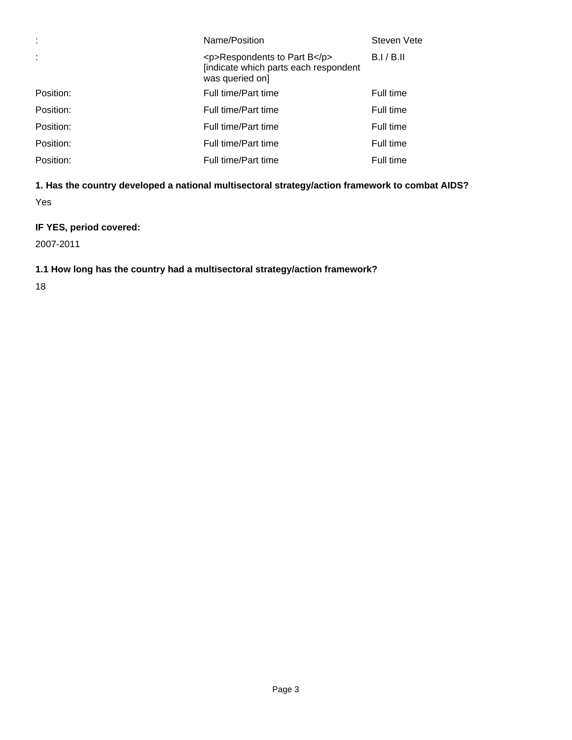| : | Name/Position | Steven Vete |
|---|---|---|
| : | <p>Respondents to Part B</p> [indicate which parts each respondent was queried on] | B.I / B.II |
| Position: | Full time/Part time | Full time |
| Position: | Full time/Part time | Full time |
| Position: | Full time/Part time | Full time |
| Position: | Full time/Part time | Full time |
| Position: | Full time/Part time | Full time |

**1. Has the country developed a national multisectoral strategy/action framework to combat AIDS?**

Yes

**IF YES, period covered:**

2007-2011

**1.1 How long has the country had a multisectoral strategy/action framework?**

18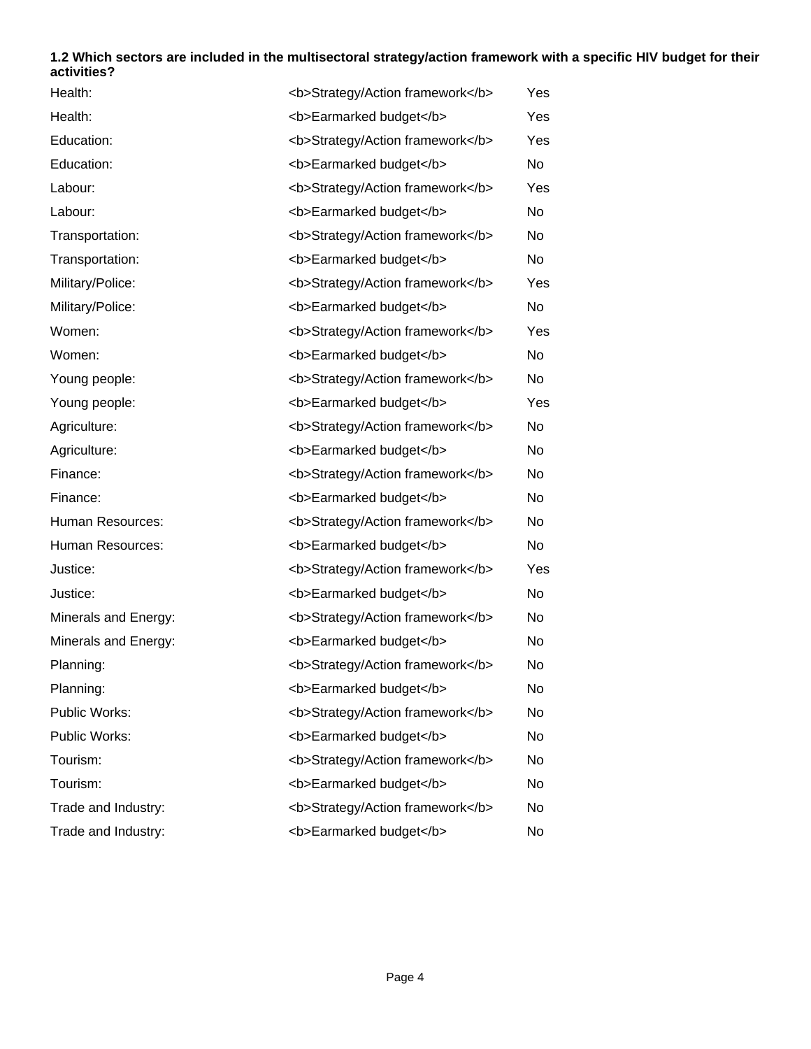**1.2 Which sectors are included in the multisectoral strategy/action framework with a specific HIV budget for their activities?**

| | | |
|---|---|---|
| Health: | <b>Strategy/Action framework</b> | Yes |
| Health: | <b>Earmarked budget</b> | Yes |
| Education: | <b>Strategy/Action framework</b> | Yes |
| Education: | <b>Earmarked budget</b> | No |
| Labour: | <b>Strategy/Action framework</b> | Yes |
| Labour: | <b>Earmarked budget</b> | No |
| Transportation: | <b>Strategy/Action framework</b> | No |
| Transportation: | <b>Earmarked budget</b> | No |
| Military/Police: | <b>Strategy/Action framework</b> | Yes |
| Military/Police: | <b>Earmarked budget</b> | No |
| Women: | <b>Strategy/Action framework</b> | Yes |
| Women: | <b>Earmarked budget</b> | No |
| Young people: | <b>Strategy/Action framework</b> | No |
| Young people: | <b>Earmarked budget</b> | Yes |
| Agriculture: | <b>Strategy/Action framework</b> | No |
| Agriculture: | <b>Earmarked budget</b> | No |
| Finance: | <b>Strategy/Action framework</b> | No |
| Finance: | <b>Earmarked budget</b> | No |
| Human Resources: | <b>Strategy/Action framework</b> | No |
| Human Resources: | <b>Earmarked budget</b> | No |
| Justice: | <b>Strategy/Action framework</b> | Yes |
| Justice: | <b>Earmarked budget</b> | No |
| Minerals and Energy: | <b>Strategy/Action framework</b> | No |
| Minerals and Energy: | <b>Earmarked budget</b> | No |
| Planning: | <b>Strategy/Action framework</b> | No |
| Planning: | <b>Earmarked budget</b> | No |
| Public Works: | <b>Strategy/Action framework</b> | No |
| Public Works: | <b>Earmarked budget</b> | No |
| Tourism: | <b>Strategy/Action framework</b> | No |
| Tourism: | <b>Earmarked budget</b> | No |
| Trade and Industry: | <b>Strategy/Action framework</b> | No |
| Trade and Industry: | <b>Earmarked budget</b> | No |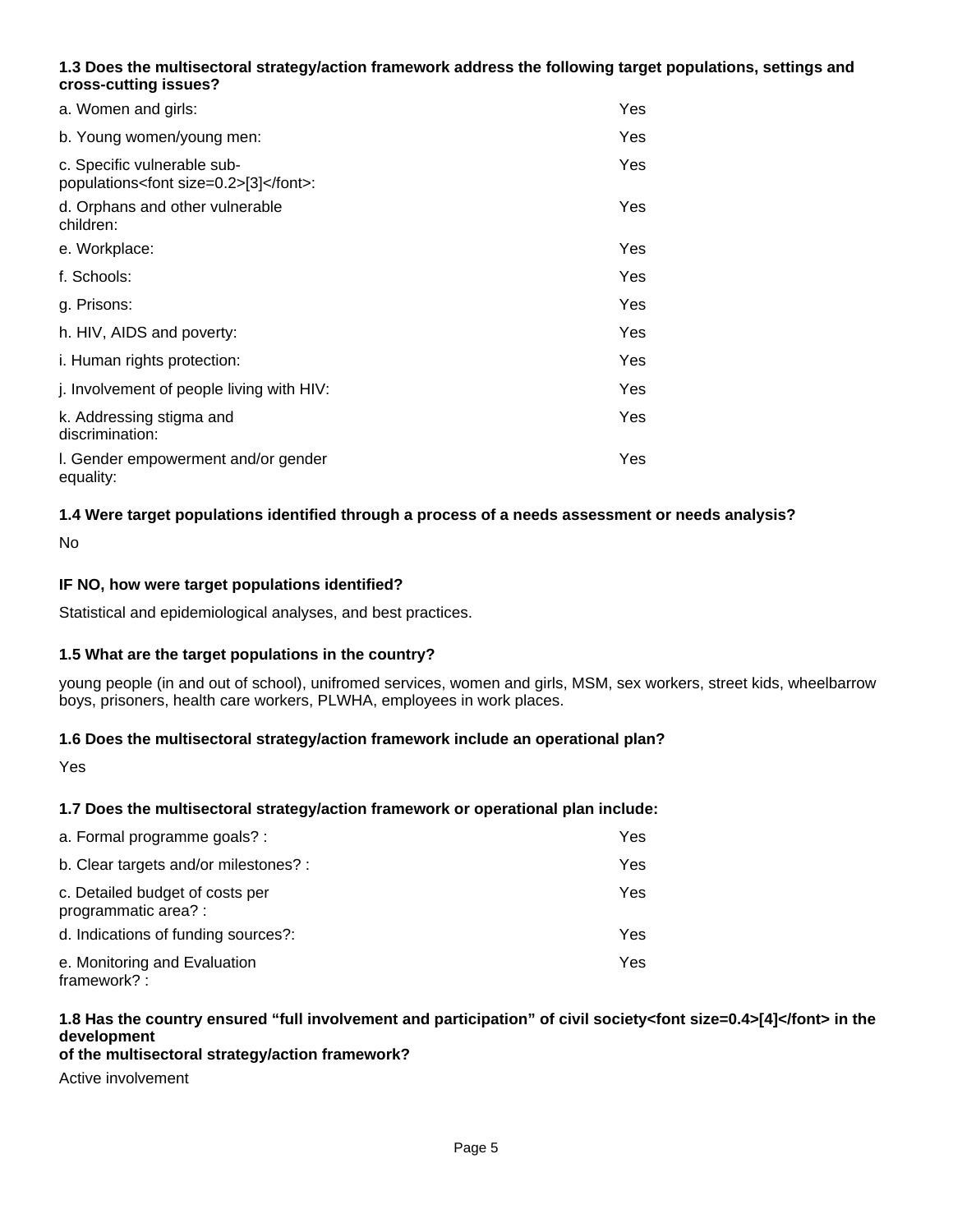**1.3 Does the multisectoral strategy/action framework address the following target populations, settings and cross-cutting issues?**

| | |
|---|---|
| a. Women and girls: | Yes |
| b. Young women/young men: | Yes |
| c. Specific vulnerable sub-populations<font size=0.2>[3]</font>: | Yes |
| d. Orphans and other vulnerable children: | Yes |
| e. Workplace: | Yes |
| f. Schools: | Yes |
| g. Prisons: | Yes |
| h. HIV, AIDS and poverty: | Yes |
| i. Human rights protection: | Yes |
| j. Involvement of people living with HIV: | Yes |
| k. Addressing stigma and discrimination: | Yes |
| l. Gender empowerment and/or gender equality: | Yes |

**1.4 Were target populations identified through a process of a needs assessment or needs analysis?**

No

**IF NO, how were target populations identified?**

Statistical and epidemiological analyses, and best practices.

**1.5 What are the target populations in the country?**

young people (in and out of school), unifromed services, women and girls, MSM, sex workers, street kids, wheelbarrow boys, prisoners, health care workers, PLWHA, employees in work places.

**1.6 Does the multisectoral strategy/action framework include an operational plan?**

Yes

**1.7 Does the multisectoral strategy/action framework or operational plan include:**

| | |
|---|---|
| a. Formal programme goals? : | Yes |
| b. Clear targets and/or milestones? : | Yes |
| c. Detailed budget of costs per programmatic area? : | Yes |
| d. Indications of funding sources?: | Yes |
| e. Monitoring and Evaluation framework? : | Yes |

**1.8 Has the country ensured “full involvement and participation” of civil society<font size=0.4>[4]</font> in the development of the multisectoral strategy/action framework?**

Active involvement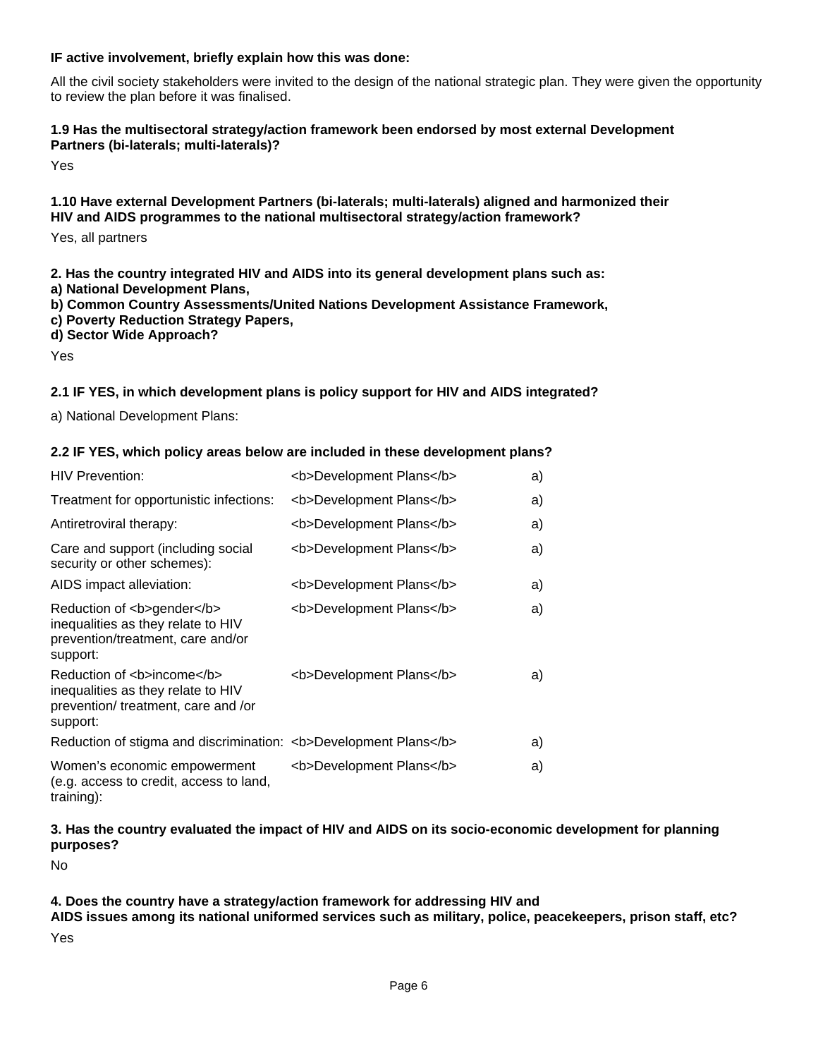**IF active involvement, briefly explain how this was done:**

All the civil society stakeholders were invited to the design of the national strategic plan. They were given the opportunity to review the plan before it was finalised.

**1.9 Has the multisectoral strategy/action framework been endorsed by most external Development Partners (bi-laterals; multi-laterals)?**

Yes

**1.10 Have external Development Partners (bi-laterals; multi-laterals) aligned and harmonized their HIV and AIDS programmes to the national multisectoral strategy/action framework?**

Yes, all partners

**2. Has the country integrated HIV and AIDS into its general development plans such as:**
**a) National Development Plans,**
**b) Common Country Assessments/United Nations Development Assistance Framework,**
**c) Poverty Reduction Strategy Papers,**
**d) Sector Wide Approach?**

Yes

**2.1 IF YES, in which development plans is policy support for HIV and AIDS integrated?**

a) National Development Plans:

**2.2 IF YES, which policy areas below are included in these development plans?**

| | | |
|---|---|---|
| HIV Prevention: | <b>Development Plans</b> | a) |
| Treatment for opportunistic infections: | <b>Development Plans</b> | a) |
| Antiretroviral therapy: | <b>Development Plans</b> | a) |
| Care and support (including social security or other schemes): | <b>Development Plans</b> | a) |
| AIDS impact alleviation: | <b>Development Plans</b> | a) |
| Reduction of <b>gender</b> inequalities as they relate to HIV prevention/treatment, care and/or support: | <b>Development Plans</b> | a) |
| Reduction of <b>income</b> inequalities as they relate to HIV prevention/ treatment, care and /or support: | <b>Development Plans</b> | a) |
| Reduction of stigma and discrimination: | <b>Development Plans</b> | a) |
| Women's economic empowerment (e.g. access to credit, access to land, training): | <b>Development Plans</b> | a) |

**3. Has the country evaluated the impact of HIV and AIDS on its socio-economic development for planning purposes?**

No

**4. Does the country have a strategy/action framework for addressing HIV and AIDS issues among its national uniformed services such as military, police, peacekeepers, prison staff, etc?**

Yes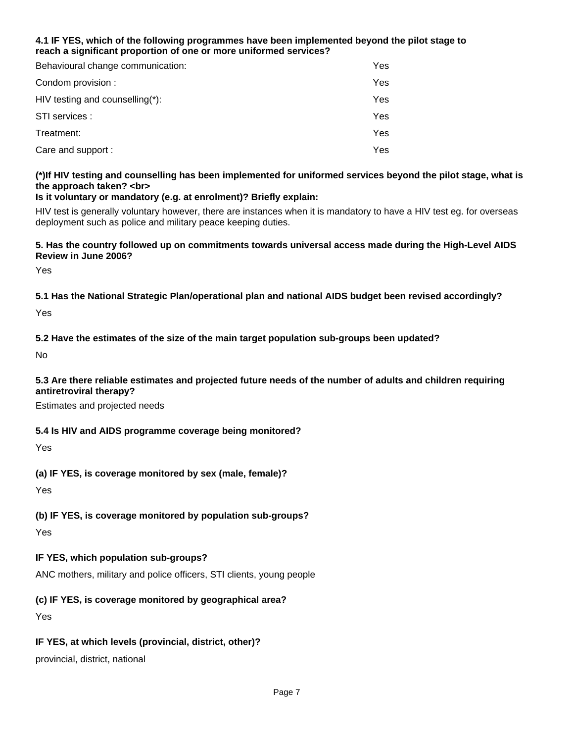**4.1 IF YES, which of the following programmes have been implemented beyond the pilot stage to reach a significant proportion of one or more uniformed services?**

| | |
|---|---|
| Behavioural change communication: | Yes |
| Condom provision : | Yes |
| HIV testing and counselling(*): | Yes |
| STI services : | Yes |
| Treatment: | Yes |
| Care and support : | Yes |

**(*)If HIV testing and counselling has been implemented for uniformed services beyond the pilot stage, what is the approach taken? <br>**
**Is it voluntary or mandatory (e.g. at enrolment)? Briefly explain:**

HIV test is generally voluntary however, there are instances when it is mandatory to have a HIV test eg. for overseas deployment such as police and military peace keeping duties.

**5. Has the country followed up on commitments towards universal access made during the High-Level AIDS Review in June 2006?**

Yes

**5.1 Has the National Strategic Plan/operational plan and national AIDS budget been revised accordingly?**

Yes

**5.2 Have the estimates of the size of the main target population sub-groups been updated?**

No

**5.3 Are there reliable estimates and projected future needs of the number of adults and children requiring antiretroviral therapy?**

Estimates and projected needs

**5.4 Is HIV and AIDS programme coverage being monitored?**

Yes

**(a) IF YES, is coverage monitored by sex (male, female)?**

Yes

**(b) IF YES, is coverage monitored by population sub-groups?**

Yes

**IF YES, which population sub-groups?**

ANC mothers, military and police officers, STI clients, young people

**(c) IF YES, is coverage monitored by geographical area?**

Yes

**IF YES, at which levels (provincial, district, other)?**

provincial, district, national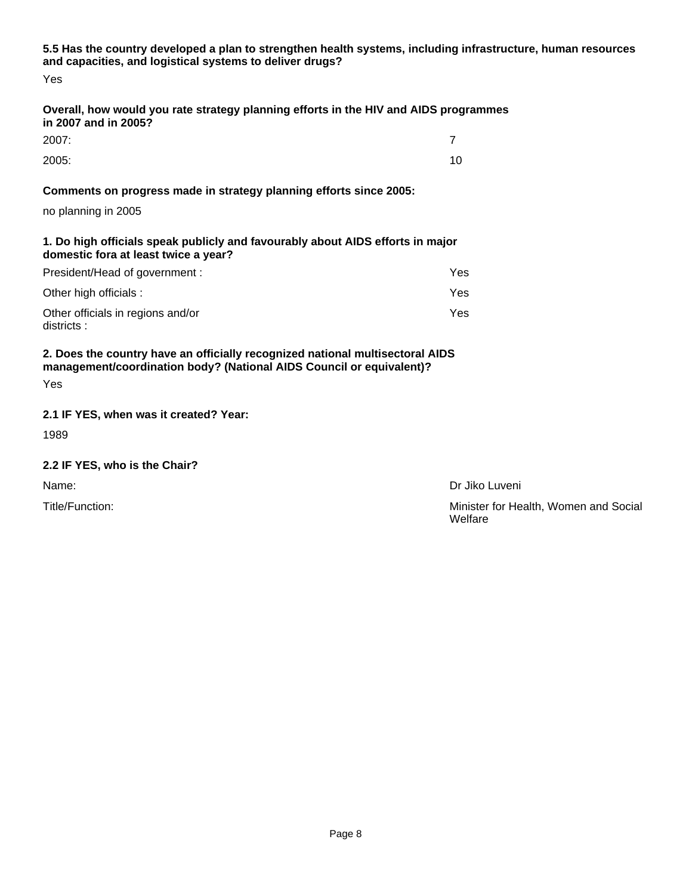**5.5 Has the country developed a plan to strengthen health systems, including infrastructure, human resources and capacities, and logistical systems to deliver drugs?**

Yes

**Overall, how would you rate strategy planning efforts in the HIV and AIDS programmes in 2007 and in 2005?**

| | |
|---|---|
| 2007: | 7 |
| 2005: | 10 |

**Comments on progress made in strategy planning efforts since 2005:**

no planning in 2005

**1. Do high officials speak publicly and favourably about AIDS efforts in major domestic fora at least twice a year?**

| | |
|---|---|
| President/Head of government : | Yes |
| Other high officials : | Yes |
| Other officials in regions and/or districts : | Yes |

**2. Does the country have an officially recognized national multisectoral AIDS management/coordination body? (National AIDS Council or equivalent)?**

Yes

**2.1 IF YES, when was it created? Year:**

1989

**2.2 IF YES, who is the Chair?**

| | |
|---|---|
| Name: | Dr Jiko Luveni |
| Title/Function: | Minister for Health, Women and Social Welfare |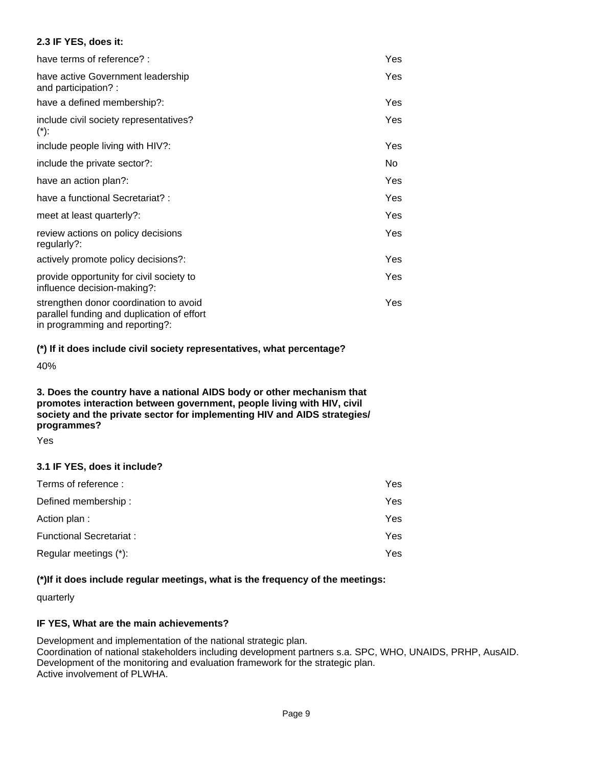**2.3 IF YES, does it:**

| | |
|---|---|
| have terms of reference? : | Yes |
| have active Government leadership and participation? : | Yes |
| have a defined membership?: | Yes |
| include civil society representatives? (*): | Yes |
| include people living with HIV?: | Yes |
| include the private sector?: | No |
| have an action plan?: | Yes |
| have a functional Secretariat? : | Yes |
| meet at least quarterly?: | Yes |
| review actions on policy decisions regularly?: | Yes |
| actively promote policy decisions?: | Yes |
| provide opportunity for civil society to influence decision-making?: | Yes |
| strengthen donor coordination to avoid parallel funding and duplication of effort in programming and reporting?: | Yes |

**(*) If it does include civil society representatives, what percentage?**

40%

**3. Does the country have a national AIDS body or other mechanism that promotes interaction between government, people living with HIV, civil society and the private sector for implementing HIV and AIDS strategies/ programmes?**

Yes

**3.1 IF YES, does it include?**

| | |
|---|---|
| Terms of reference : | Yes |
| Defined membership : | Yes |
| Action plan : | Yes |
| Functional Secretariat : | Yes |
| Regular meetings (*): | Yes |

**(*)If it does include regular meetings, what is the frequency of the meetings:**

quarterly

**IF YES, What are the main achievements?**

Development and implementation of the national strategic plan.
Coordination of national stakeholders including development partners s.a. SPC, WHO, UNAIDS, PRHP, AusAID.
Development of the monitoring and evaluation framework for the strategic plan.
Active involvement of PLWHA.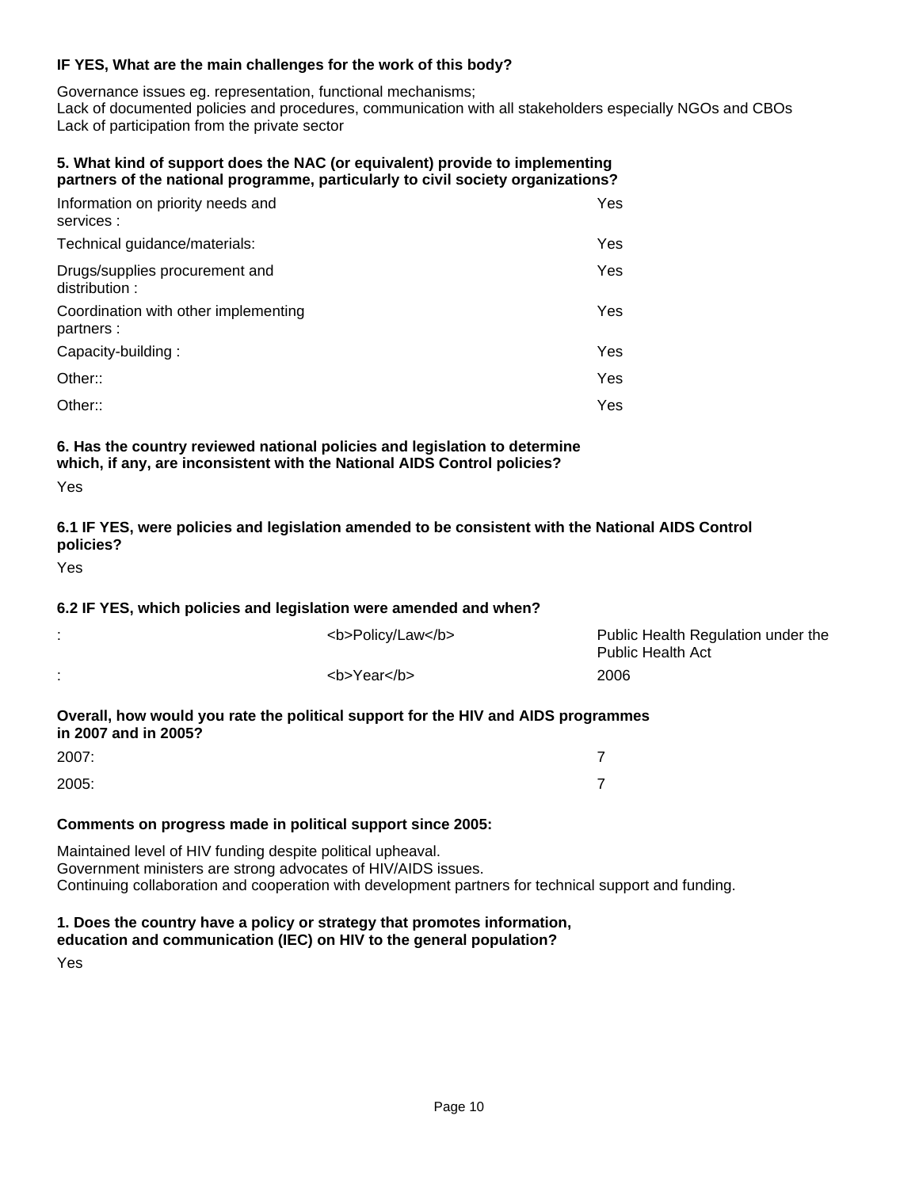**IF YES, What are the main challenges for the work of this body?**

Governance issues eg. representation, functional mechanisms;
Lack of documented policies and procedures, communication with all stakeholders especially NGOs and CBOs
Lack of participation from the private sector

**5. What kind of support does the NAC (or equivalent) provide to implementing partners of the national programme, particularly to civil society organizations?**

| | |
|---|---|
| Information on priority needs and services : | Yes |
| Technical guidance/materials: | Yes |
| Drugs/supplies procurement and distribution : | Yes |
| Coordination with other implementing partners : | Yes |
| Capacity-building : | Yes |
| Other:: | Yes |
| Other:: | Yes |

**6. Has the country reviewed national policies and legislation to determine which, if any, are inconsistent with the National AIDS Control policies?**

Yes

**6.1 IF YES, were policies and legislation amended to be consistent with the National AIDS Control policies?**

Yes

**6.2 IF YES, which policies and legislation were amended and when?**

| | | |
|---|---|---|
| : | <b>Policy/Law</b> | Public Health Regulation under the Public Health Act |
| : | <b>Year</b> | 2006 |

**Overall, how would you rate the political support for the HIV and AIDS programmes in 2007 and in 2005?**

| | |
|---|---|
| 2007: | 7 |
| 2005: | 7 |

**Comments on progress made in political support since 2005:**

Maintained level of HIV funding despite political upheaval.
Government ministers are strong advocates of HIV/AIDS issues.
Continuing collaboration and cooperation with development partners for technical support and funding.

**1. Does the country have a policy or strategy that promotes information, education and communication (IEC) on HIV to the general population?**

Yes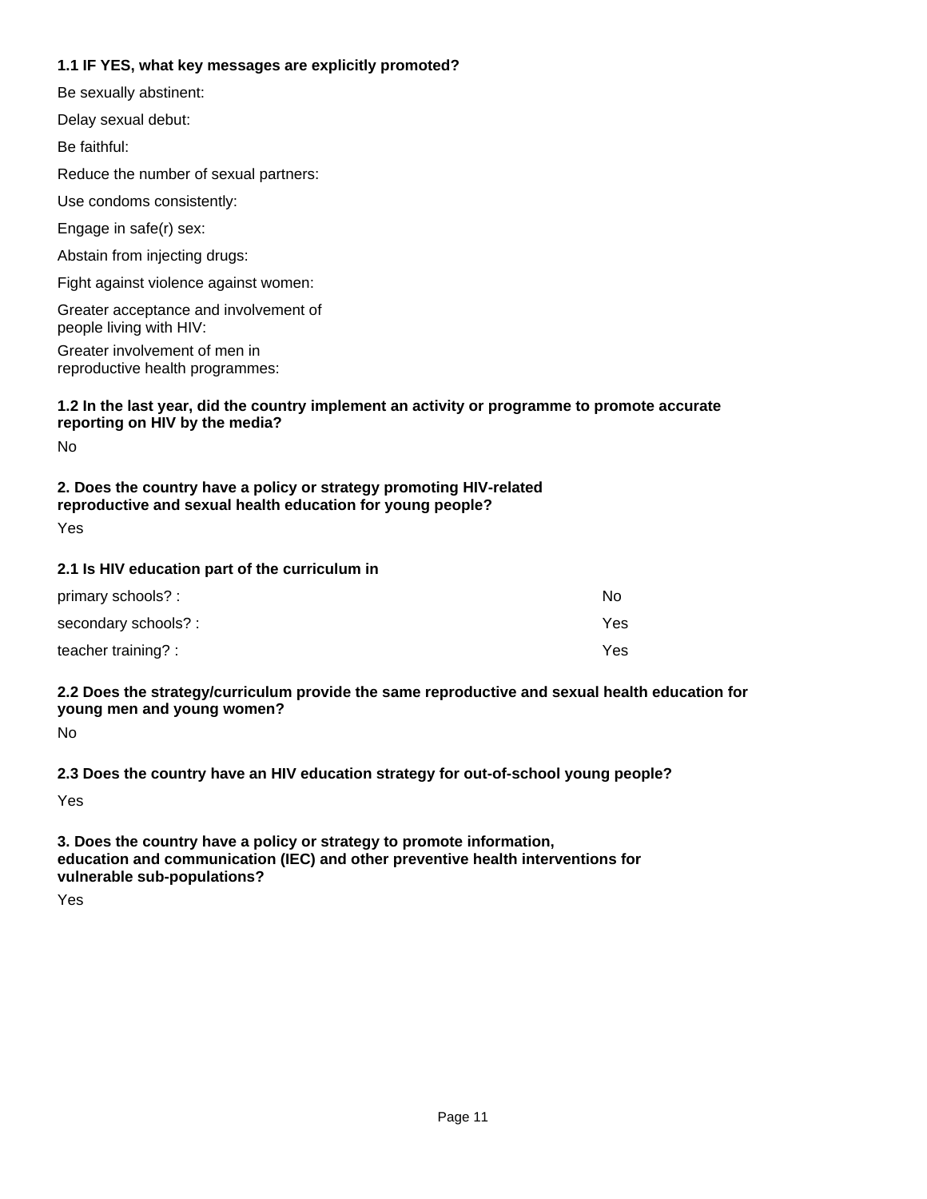**1.1 IF YES, what key messages are explicitly promoted?**

Be sexually abstinent:

Delay sexual debut:

Be faithful:

Reduce the number of sexual partners:

Use condoms consistently:

Engage in safe(r) sex:

Abstain from injecting drugs:

Fight against violence against women:

Greater acceptance and involvement of people living with HIV:

Greater involvement of men in reproductive health programmes:

**1.2 In the last year, did the country implement an activity or programme to promote accurate reporting on HIV by the media?**

No

**2. Does the country have a policy or strategy promoting HIV-related reproductive and sexual health education for young people?**

Yes

**2.1 Is HIV education part of the curriculum in**

| | |
|---|---|
| primary schools? : | No |
| secondary schools? : | Yes |
| teacher training? : | Yes |

**2.2 Does the strategy/curriculum provide the same reproductive and sexual health education for young men and young women?**

No

**2.3 Does the country have an HIV education strategy for out-of-school young people?**

Yes

**3. Does the country have a policy or strategy to promote information, education and communication (IEC) and other preventive health interventions for vulnerable sub-populations?**

Yes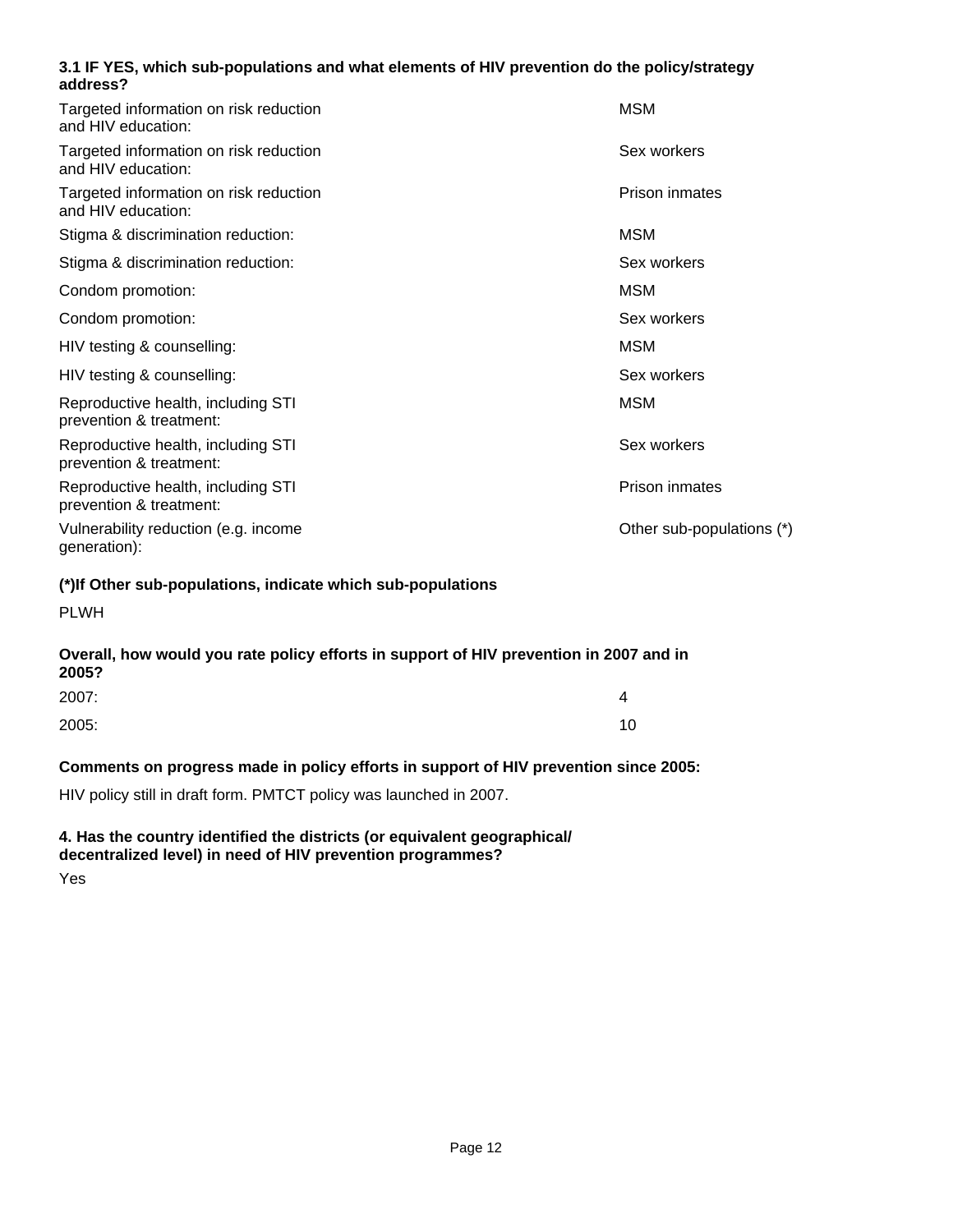**3.1 IF YES, which sub-populations and what elements of HIV prevention do the policy/strategy address?**

| | |
|---|---|
| Targeted information on risk reduction and HIV education: | MSM |
| Targeted information on risk reduction and HIV education: | Sex workers |
| Targeted information on risk reduction and HIV education: | Prison inmates |
| Stigma & discrimination reduction: | MSM |
| Stigma & discrimination reduction: | Sex workers |
| Condom promotion: | MSM |
| Condom promotion: | Sex workers |
| HIV testing & counselling: | MSM |
| HIV testing & counselling: | Sex workers |
| Reproductive health, including STI prevention & treatment: | MSM |
| Reproductive health, including STI prevention & treatment: | Sex workers |
| Reproductive health, including STI prevention & treatment: | Prison inmates |
| Vulnerability reduction (e.g. income generation): | Other sub-populations (*) |

**(*)If Other sub-populations, indicate which sub-populations**

PLWH

**Overall, how would you rate policy efforts in support of HIV prevention in 2007 and in 2005?**

| | |
|---|---|
| 2007: | 4 |
| 2005: | 10 |

**Comments on progress made in policy efforts in support of HIV prevention since 2005:**

HIV policy still in draft form. PMTCT policy was launched in 2007.

**4. Has the country identified the districts (or equivalent geographical/ decentralized level) in need of HIV prevention programmes?**

Yes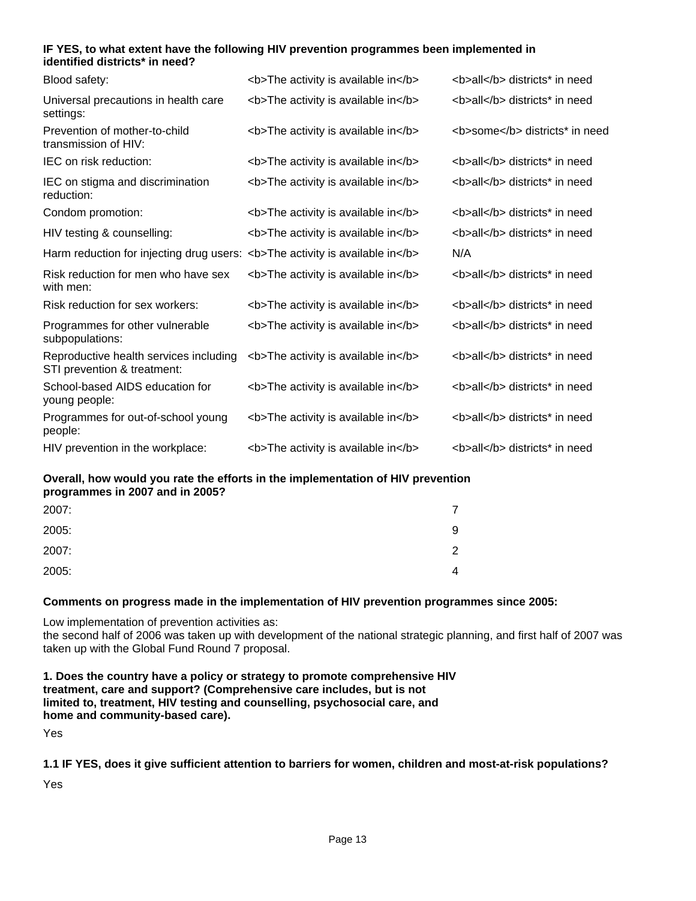**IF YES, to what extent have the following HIV prevention programmes been implemented in identified districts* in need?**

| | | |
|---|---|---|
| Blood safety: | <b>The activity is available in</b> | <b>all</b> districts* in need |
| Universal precautions in health care settings: | <b>The activity is available in</b> | <b>all</b> districts* in need |
| Prevention of mother-to-child transmission of HIV: | <b>The activity is available in</b> | <b>some</b> districts* in need |
| IEC on risk reduction: | <b>The activity is available in</b> | <b>all</b> districts* in need |
| IEC on stigma and discrimination reduction: | <b>The activity is available in</b> | <b>all</b> districts* in need |
| Condom promotion: | <b>The activity is available in</b> | <b>all</b> districts* in need |
| HIV testing & counselling: | <b>The activity is available in</b> | <b>all</b> districts* in need |
| Harm reduction for injecting drug users: | <b>The activity is available in</b> | N/A |
| Risk reduction for men who have sex with men: | <b>The activity is available in</b> | <b>all</b> districts* in need |
| Risk reduction for sex workers: | <b>The activity is available in</b> | <b>all</b> districts* in need |
| Programmes for other vulnerable subpopulations: | <b>The activity is available in</b> | <b>all</b> districts* in need |
| Reproductive health services including STI prevention & treatment: | <b>The activity is available in</b> | <b>all</b> districts* in need |
| School-based AIDS education for young people: | <b>The activity is available in</b> | <b>all</b> districts* in need |
| Programmes for out-of-school young people: | <b>The activity is available in</b> | <b>all</b> districts* in need |
| HIV prevention in the workplace: | <b>The activity is available in</b> | <b>all</b> districts* in need |

**Overall, how would you rate the efforts in the implementation of HIV prevention programmes in 2007 and in 2005?**

| | |
|---|---|
| 2007: | 7 |
| 2005: | 9 |
| 2007: | 2 |
| 2005: | 4 |

**Comments on progress made in the implementation of HIV prevention programmes since 2005:**

Low implementation of prevention activities as:
the second half of 2006 was taken up with development of the national strategic planning, and first half of 2007 was taken up with the Global Fund Round 7 proposal.

**1. Does the country have a policy or strategy to promote comprehensive HIV treatment, care and support? (Comprehensive care includes, but is not limited to, treatment, HIV testing and counselling, psychosocial care, and home and community-based care).**

Yes

**1.1 IF YES, does it give sufficient attention to barriers for women, children and most-at-risk populations?**

Yes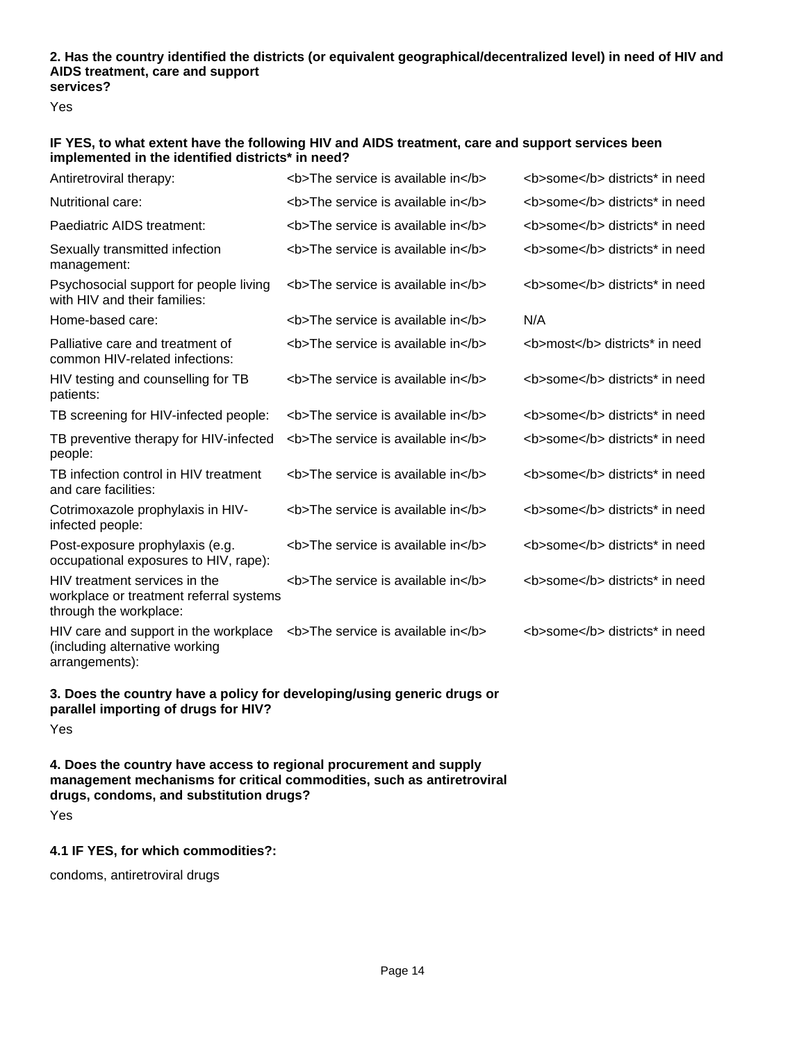**2. Has the country identified the districts (or equivalent geographical/decentralized level) in need of HIV and AIDS treatment, care and support services?**

Yes

**IF YES, to what extent have the following HIV and AIDS treatment, care and support services been implemented in the identified districts* in need?**

| | | |
|---|---|---|
| Antiretroviral therapy: | <b>The service is available in</b> | <b>some</b> districts* in need |
| Nutritional care: | <b>The service is available in</b> | <b>some</b> districts* in need |
| Paediatric AIDS treatment: | <b>The service is available in</b> | <b>some</b> districts* in need |
| Sexually transmitted infection management: | <b>The service is available in</b> | <b>some</b> districts* in need |
| Psychosocial support for people living with HIV and their families: | <b>The service is available in</b> | <b>some</b> districts* in need |
| Home-based care: | <b>The service is available in</b> | N/A |
| Palliative care and treatment of common HIV-related infections: | <b>The service is available in</b> | <b>most</b> districts* in need |
| HIV testing and counselling for TB patients: | <b>The service is available in</b> | <b>some</b> districts* in need |
| TB screening for HIV-infected people: | <b>The service is available in</b> | <b>some</b> districts* in need |
| TB preventive therapy for HIV-infected people: | <b>The service is available in</b> | <b>some</b> districts* in need |
| TB infection control in HIV treatment and care facilities: | <b>The service is available in</b> | <b>some</b> districts* in need |
| Cotrimoxazole prophylaxis in HIV-infected people: | <b>The service is available in</b> | <b>some</b> districts* in need |
| Post-exposure prophylaxis (e.g. occupational exposures to HIV, rape): | <b>The service is available in</b> | <b>some</b> districts* in need |
| HIV treatment services in the workplace or treatment referral systems through the workplace: | <b>The service is available in</b> | <b>some</b> districts* in need |
| HIV care and support in the workplace (including alternative working arrangements): | <b>The service is available in</b> | <b>some</b> districts* in need |

**3. Does the country have a policy for developing/using generic drugs or parallel importing of drugs for HIV?**

Yes

**4. Does the country have access to regional procurement and supply management mechanisms for critical commodities, such as antiretroviral drugs, condoms, and substitution drugs?**

Yes

**4.1 IF YES, for which commodities?:**

condoms, antiretroviral drugs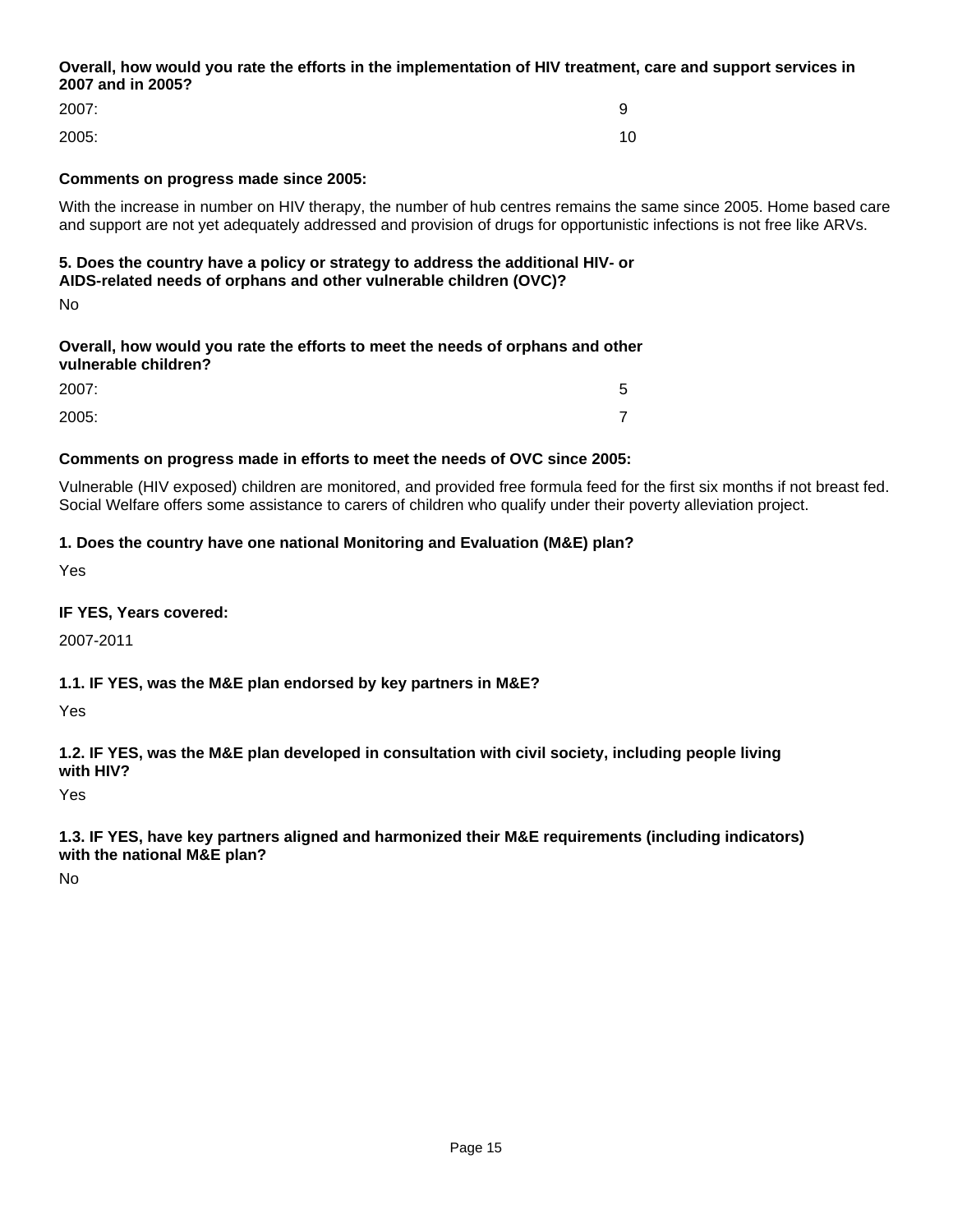**Overall, how would you rate the efforts in the implementation of HIV treatment, care and support services in 2007 and in 2005?**

| | |
|---|---|
| 2007: | 9 |
| 2005: | 10 |

**Comments on progress made since 2005:**

With the increase in number on HIV therapy, the number of hub centres remains the same since 2005. Home based care and support are not yet adequately addressed and provision of drugs for opportunistic infections is not free like ARVs.

**5. Does the country have a policy or strategy to address the additional HIV- or AIDS-related needs of orphans and other vulnerable children (OVC)?**

No

**Overall, how would you rate the efforts to meet the needs of orphans and other vulnerable children?**

| | |
|---|---|
| 2007: | 5 |
| 2005: | 7 |

**Comments on progress made in efforts to meet the needs of OVC since 2005:**

Vulnerable (HIV exposed) children are monitored, and provided free formula feed for the first six months if not breast fed. Social Welfare offers some assistance to carers of children who qualify under their poverty alleviation project.

**1. Does the country have one national Monitoring and Evaluation (M&E) plan?**

Yes

**IF YES, Years covered:**

2007-2011

**1.1. IF YES, was the M&E plan endorsed by key partners in M&E?**

Yes

**1.2. IF YES, was the M&E plan developed in consultation with civil society, including people living with HIV?**

Yes

**1.3. IF YES, have key partners aligned and harmonized their M&E requirements (including indicators) with the national M&E plan?**

No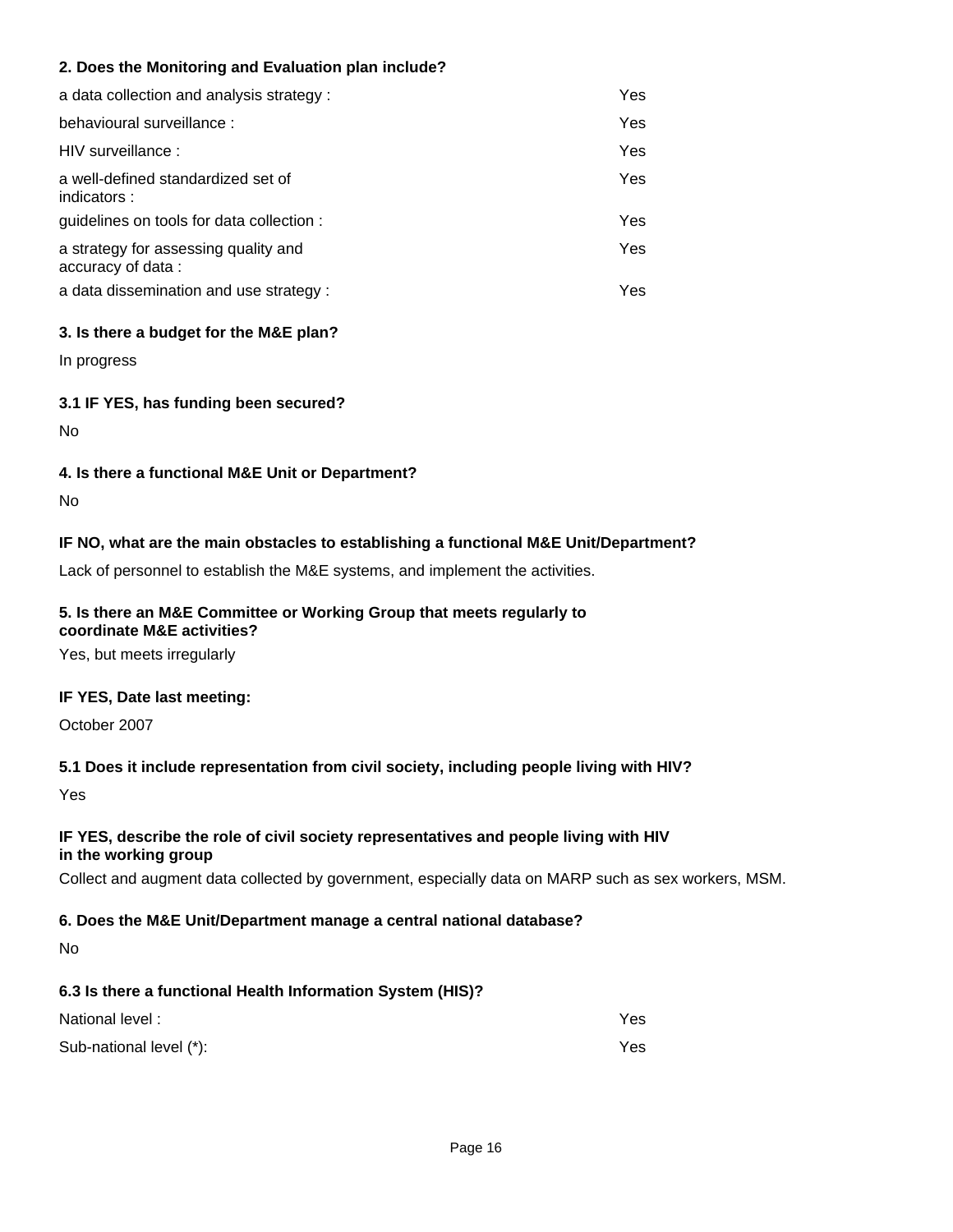**2. Does the Monitoring and Evaluation plan include?**

| | |
|---|---|
| a data collection and analysis strategy : | Yes |
| behavioural surveillance : | Yes |
| HIV surveillance : | Yes |
| a well-defined standardized set of indicators : | Yes |
| guidelines on tools for data collection : | Yes |
| a strategy for assessing quality and accuracy of data : | Yes |
| a data dissemination and use strategy : | Yes |

**3. Is there a budget for the M&E plan?**

In progress

**3.1 IF YES, has funding been secured?**

No

**4. Is there a functional M&E Unit or Department?**

No

**IF NO, what are the main obstacles to establishing a functional M&E Unit/Department?**

Lack of personnel to establish the M&E systems, and implement the activities.

**5. Is there an M&E Committee or Working Group that meets regularly to coordinate M&E activities?**

Yes, but meets irregularly

**IF YES, Date last meeting:**

October 2007

**5.1 Does it include representation from civil society, including people living with HIV?**

Yes

**IF YES, describe the role of civil society representatives and people living with HIV in the working group**

Collect and augment data collected by government, especially data on MARP such as sex workers, MSM.

**6. Does the M&E Unit/Department manage a central national database?**

No

**6.3 Is there a functional Health Information System (HIS)?**

| | |
|---|---|
| National level : | Yes |
| Sub-national level (*): | Yes |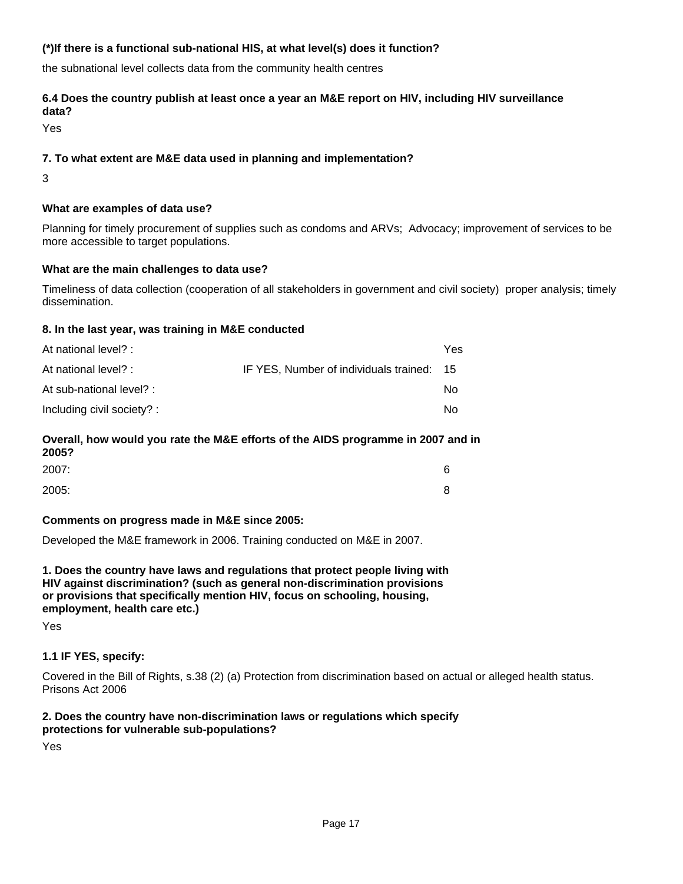**(*)If there is a functional sub-national HIS, at what level(s) does it function?**

the subnational level collects data from the community health centres

**6.4 Does the country publish at least once a year an M&E report on HIV, including HIV surveillance data?**

Yes

**7. To what extent are M&E data used in planning and implementation?**

3

**What are examples of data use?**

Planning for timely procurement of supplies such as condoms and ARVs; Advocacy; improvement of services to be more accessible to target populations.

**What are the main challenges to data use?**

Timeliness of data collection (cooperation of all stakeholders in government and civil society) proper analysis; timely dissemination.

**8. In the last year, was training in M&E conducted**

| | | |
|---|---|---|
| At national level? : | | Yes |
| At national level? : | IF YES, Number of individuals trained: | 15 |
| At sub-national level? : | | No |
| Including civil society? : | | No |

**Overall, how would you rate the M&E efforts of the AIDS programme in 2007 and in 2005?**

| | |
|---|---|
| 2007: | 6 |
| 2005: | 8 |

**Comments on progress made in M&E since 2005:**

Developed the M&E framework in 2006. Training conducted on M&E in 2007.

**1. Does the country have laws and regulations that protect people living with HIV against discrimination? (such as general non-discrimination provisions or provisions that specifically mention HIV, focus on schooling, housing, employment, health care etc.)**

Yes

**1.1 IF YES, specify:**

Covered in the Bill of Rights, s.38 (2) (a) Protection from discrimination based on actual or alleged health status. Prisons Act 2006

**2. Does the country have non-discrimination laws or regulations which specify protections for vulnerable sub-populations?**

Yes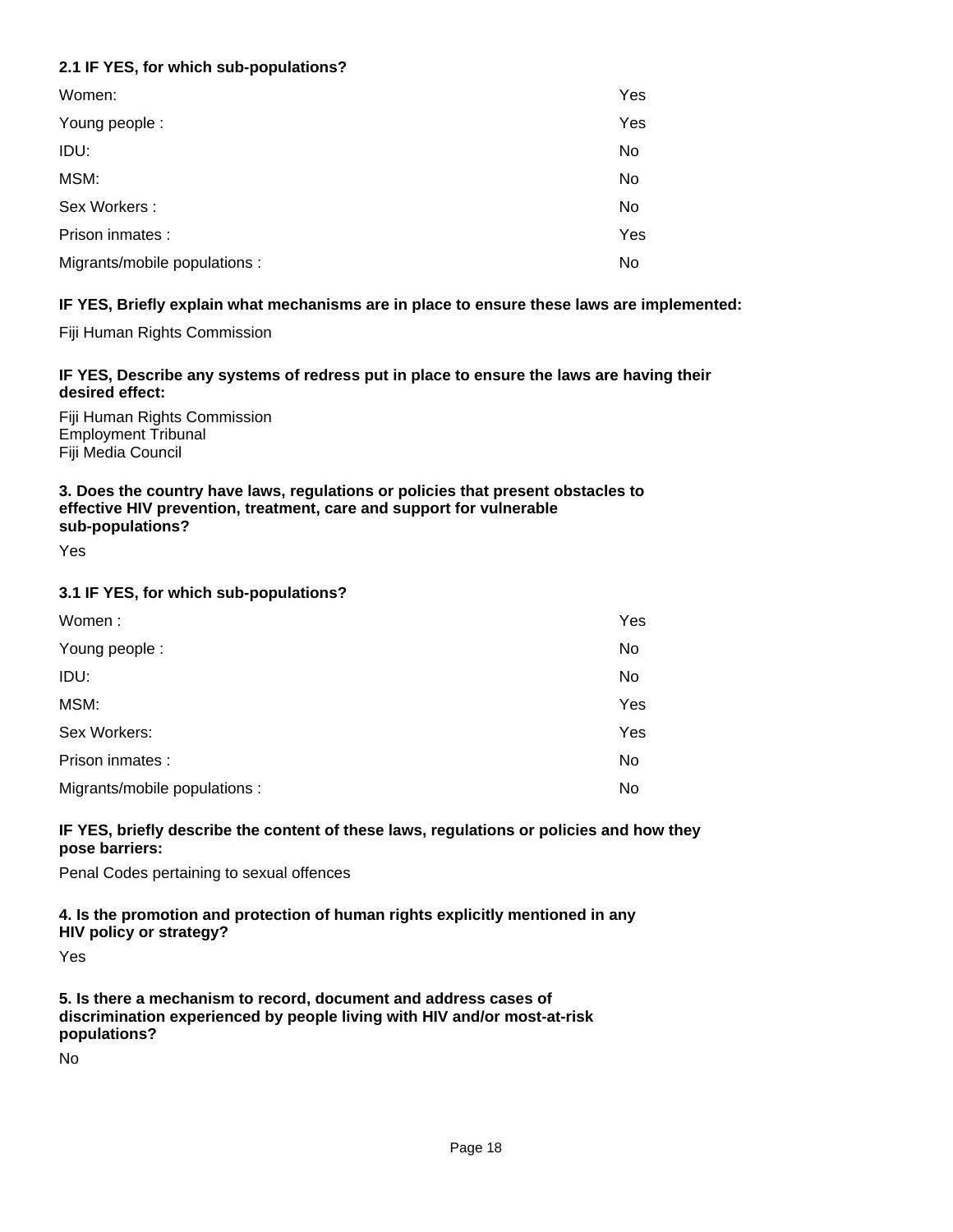**2.1 IF YES, for which sub-populations?**

| | |
|---|---|
| Women: | Yes |
| Young people : | Yes |
| IDU: | No |
| MSM: | No |
| Sex Workers : | No |
| Prison inmates : | Yes |
| Migrants/mobile populations : | No |

**IF YES, Briefly explain what mechanisms are in place to ensure these laws are implemented:**

Fiji Human Rights Commission

**IF YES, Describe any systems of redress put in place to ensure the laws are having their desired effect:**

Fiji Human Rights Commission
Employment Tribunal
Fiji Media Council

**3. Does the country have laws, regulations or policies that present obstacles to effective HIV prevention, treatment, care and support for vulnerable sub-populations?**

Yes

**3.1 IF YES, for which sub-populations?**

| | |
|---|---|
| Women : | Yes |
| Young people : | No |
| IDU: | No |
| MSM: | Yes |
| Sex Workers: | Yes |
| Prison inmates : | No |
| Migrants/mobile populations : | No |

**IF YES, briefly describe the content of these laws, regulations or policies and how they pose barriers:**

Penal Codes pertaining to sexual offences

**4. Is the promotion and protection of human rights explicitly mentioned in any HIV policy or strategy?**

Yes

**5. Is there a mechanism to record, document and address cases of discrimination experienced by people living with HIV and/or most-at-risk populations?**

No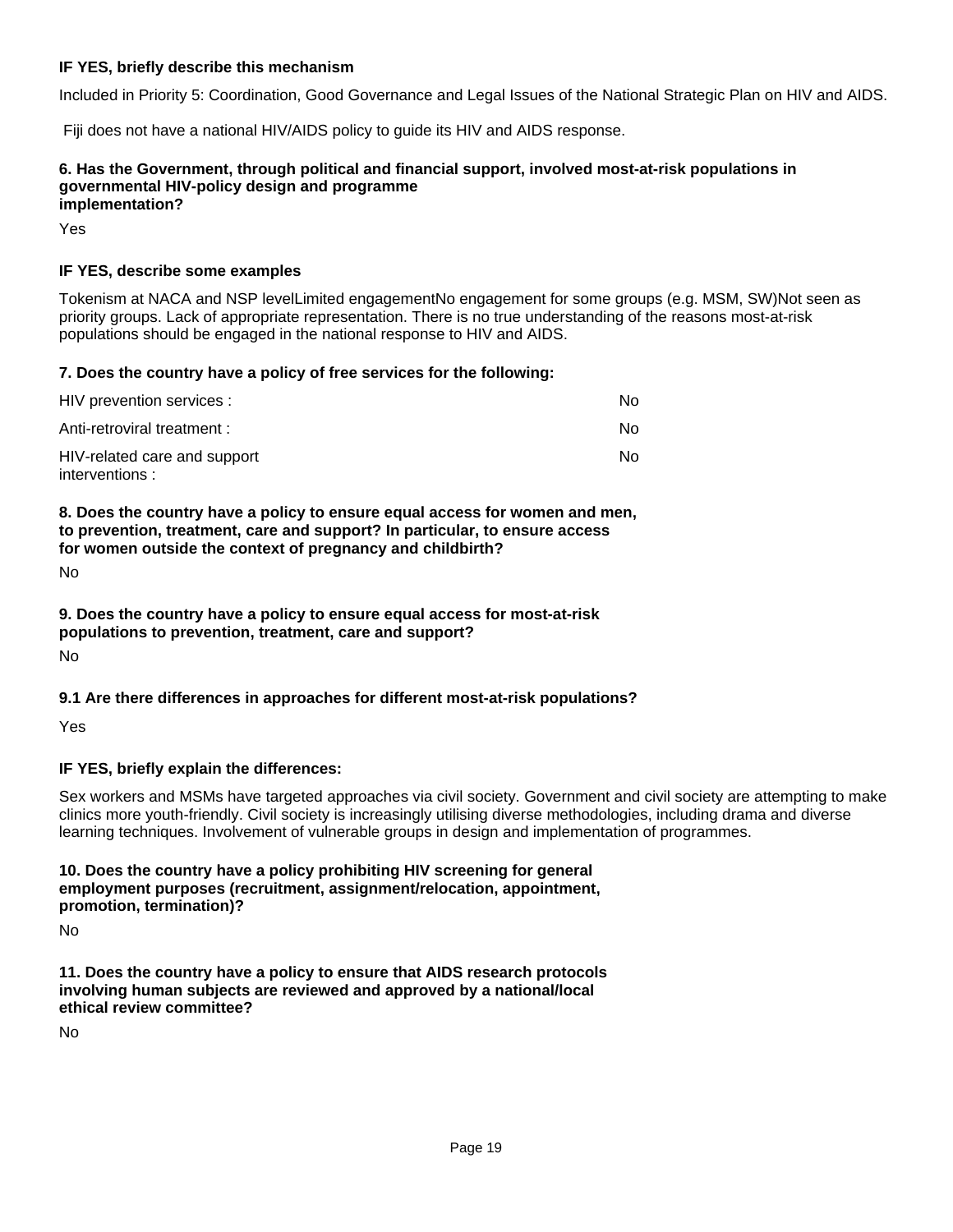**IF YES, briefly describe this mechanism**

Included in Priority 5: Coordination, Good Governance and Legal Issues of the National Strategic Plan on HIV and AIDS.

Fiji does not have a national HIV/AIDS policy to guide its HIV and AIDS response.

**6. Has the Government, through political and financial support, involved most-at-risk populations in governmental HIV-policy design and programme implementation?**

Yes

**IF YES, describe some examples**

Tokenism at NACA and NSP levelLimited engagementNo engagement for some groups (e.g. MSM, SW)Not seen as priority groups. Lack of appropriate representation. There is no true understanding of the reasons most-at-risk populations should be engaged in the national response to HIV and AIDS.

**7. Does the country have a policy of free services for the following:**

| | |
|---|---|
| HIV prevention services : | No |
| Anti-retroviral treatment : | No |
| HIV-related care and support interventions : | No |

**8. Does the country have a policy to ensure equal access for women and men, to prevention, treatment, care and support? In particular, to ensure access for women outside the context of pregnancy and childbirth?**

No

**9. Does the country have a policy to ensure equal access for most-at-risk populations to prevention, treatment, care and support?**

No

**9.1 Are there differences in approaches for different most-at-risk populations?**

Yes

**IF YES, briefly explain the differences:**

Sex workers and MSMs have targeted approaches via civil society. Government and civil society are attempting to make clinics more youth-friendly. Civil society is increasingly utilising diverse methodologies, including drama and diverse learning techniques. Involvement of vulnerable groups in design and implementation of programmes.

**10. Does the country have a policy prohibiting HIV screening for general employment purposes (recruitment, assignment/relocation, appointment, promotion, termination)?**

No

**11. Does the country have a policy to ensure that AIDS research protocols involving human subjects are reviewed and approved by a national/local ethical review committee?**

No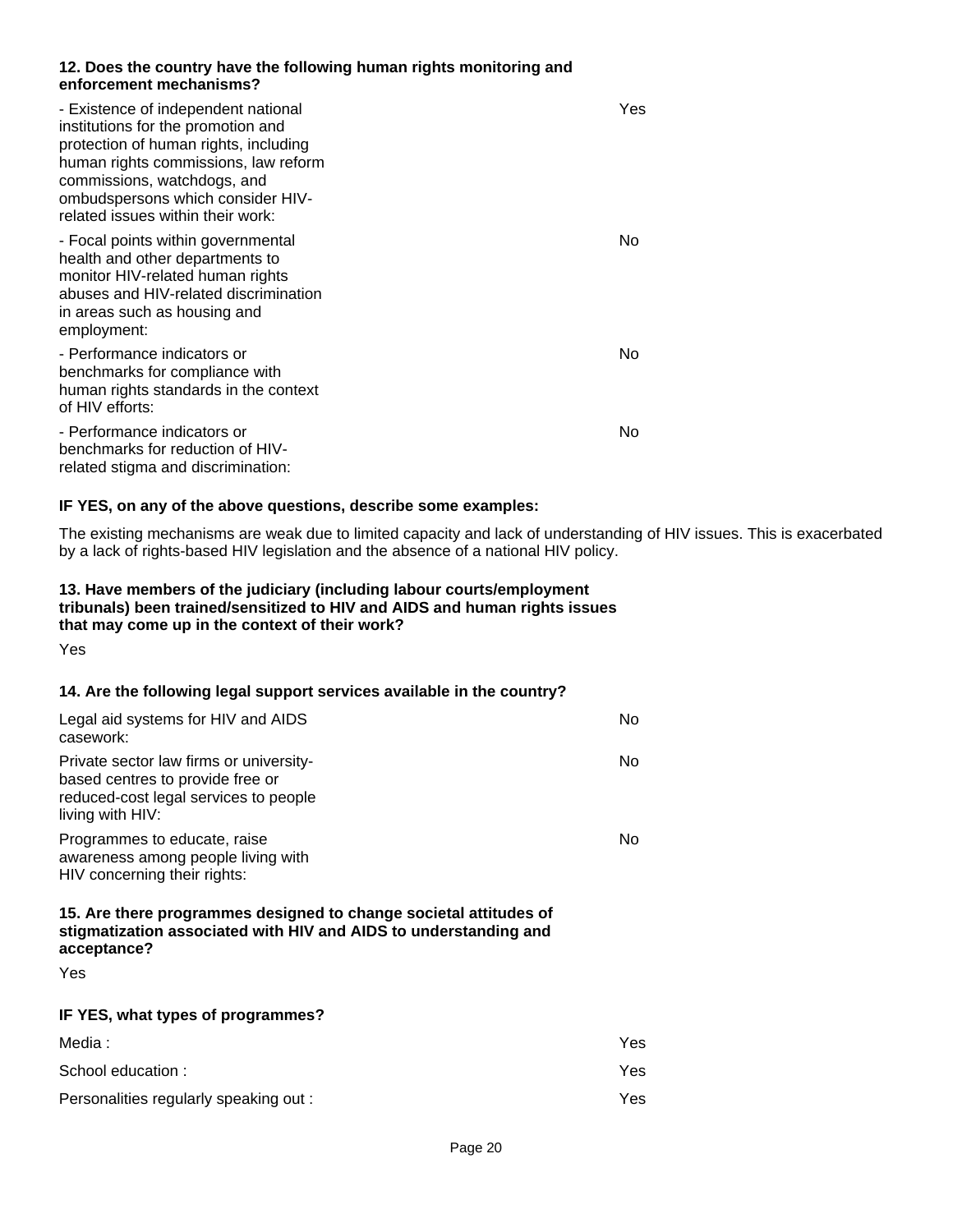**12. Does the country have the following human rights monitoring and enforcement mechanisms?**

| | |
|---|---|
| - Existence of independent national institutions for the promotion and protection of human rights, including human rights commissions, law reform commissions, watchdogs, and ombudspersons which consider HIV-related issues within their work: | Yes |
| - Focal points within governmental health and other departments to monitor HIV-related human rights abuses and HIV-related discrimination in areas such as housing and employment: | No |
| - Performance indicators or benchmarks for compliance with human rights standards in the context of HIV efforts: | No |
| - Performance indicators or benchmarks for reduction of HIV-related stigma and discrimination: | No |

**IF YES, on any of the above questions, describe some examples:**

The existing mechanisms are weak due to limited capacity and lack of understanding of HIV issues. This is exacerbated by a lack of rights-based HIV legislation and the absence of a national HIV policy.

**13. Have members of the judiciary (including labour courts/employment tribunals) been trained/sensitized to HIV and AIDS and human rights issues that may come up in the context of their work?**

Yes

**14. Are the following legal support services available in the country?**

| | |
|---|---|
| Legal aid systems for HIV and AIDS casework: | No |
| Private sector law firms or university-based centres to provide free or reduced-cost legal services to people living with HIV: | No |
| Programmes to educate, raise awareness among people living with HIV concerning their rights: | No |

**15. Are there programmes designed to change societal attitudes of stigmatization associated with HIV and AIDS to understanding and acceptance?**

Yes

**IF YES, what types of programmes?**

| | |
|---|---|
| Media : | Yes |
| School education : | Yes |
| Personalities regularly speaking out : | Yes |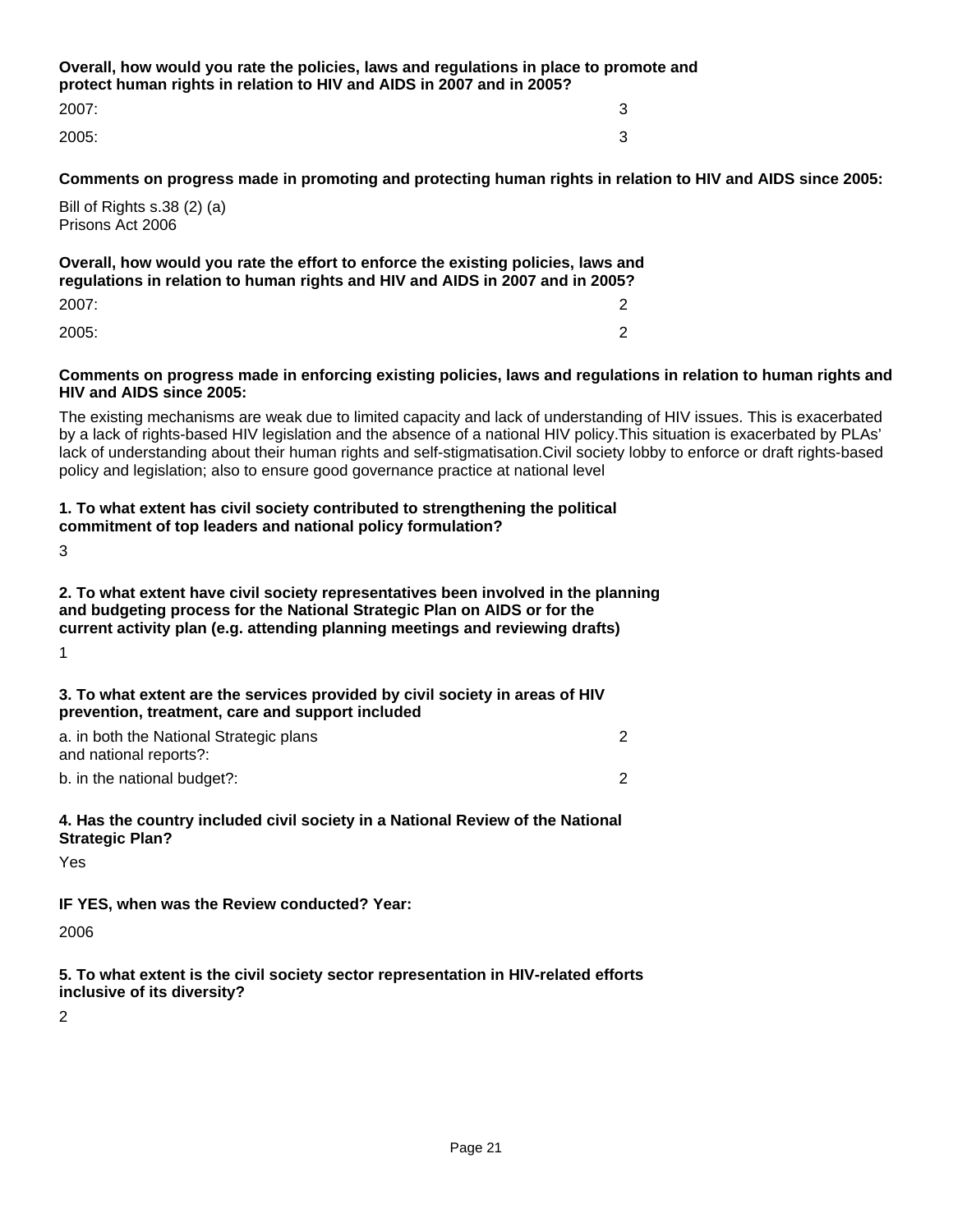**Overall, how would you rate the policies, laws and regulations in place to promote and protect human rights in relation to HIV and AIDS in 2007 and in 2005?**

| | |
|---|---|
| 2007: | 3 |
| 2005: | 3 |

**Comments on progress made in promoting and protecting human rights in relation to HIV and AIDS since 2005:**

Bill of Rights s.38 (2) (a)
Prisons Act 2006

**Overall, how would you rate the effort to enforce the existing policies, laws and regulations in relation to human rights and HIV and AIDS in 2007 and in 2005?**

| | |
|---|---|
| 2007: | 2 |
| 2005: | 2 |

**Comments on progress made in enforcing existing policies, laws and regulations in relation to human rights and HIV and AIDS since 2005:**

The existing mechanisms are weak due to limited capacity and lack of understanding of HIV issues. This is exacerbated by a lack of rights-based HIV legislation and the absence of a national HIV policy.This situation is exacerbated by PLAs' lack of understanding about their human rights and self-stigmatisation.Civil society lobby to enforce or draft rights-based policy and legislation; also to ensure good governance practice at national level

**1. To what extent has civil society contributed to strengthening the political commitment of top leaders and national policy formulation?**

3

**2. To what extent have civil society representatives been involved in the planning and budgeting process for the National Strategic Plan on AIDS or for the current activity plan (e.g. attending planning meetings and reviewing drafts)**

1

**3. To what extent are the services provided by civil society in areas of HIV prevention, treatment, care and support included**

| | |
|---|---|
| a. in both the National Strategic plans and national reports?: | 2 |
| b. in the national budget?: | 2 |

**4. Has the country included civil society in a National Review of the National Strategic Plan?**

Yes

**IF YES, when was the Review conducted? Year:**

2006

**5. To what extent is the civil society sector representation in HIV-related efforts inclusive of its diversity?**

2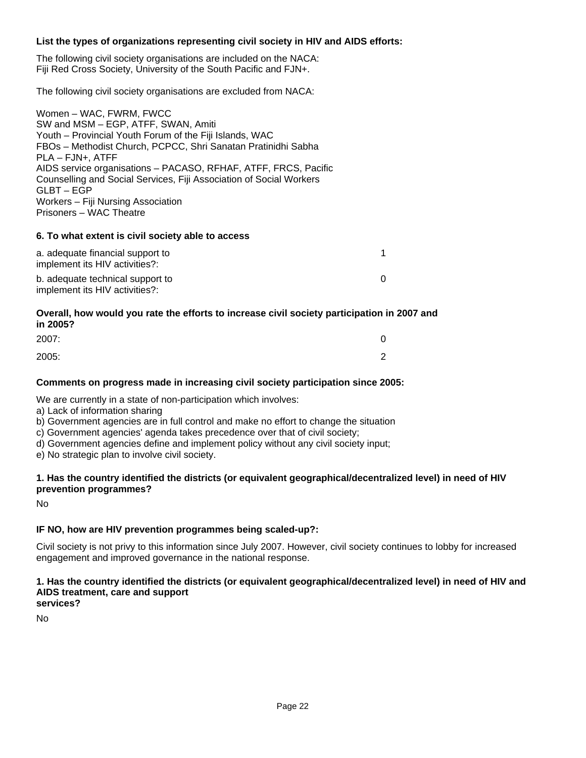**List the types of organizations representing civil society in HIV and AIDS efforts:**

The following civil society organisations are included on the NACA:
Fiji Red Cross Society, University of the South Pacific and FJN+.

The following civil society organisations are excluded from NACA:

Women – WAC, FWRM, FWCC
SW and MSM – EGP, ATFF, SWAN, Amiti
Youth – Provincial Youth Forum of the Fiji Islands, WAC
FBOs – Methodist Church, PCPCC, Shri Sanatan Pratinidhi Sabha
PLA – FJN+, ATFF
AIDS service organisations – PACASO, RFHAF, ATFF, FRCS, Pacific Counselling and Social Services, Fiji Association of Social Workers
GLBT – EGP
Workers – Fiji Nursing Association
Prisoners – WAC Theatre

**6. To what extent is civil society able to access**

| | |
|---|---|
| a. adequate financial support to implement its HIV activities?: | 1 |
| b. adequate technical support to implement its HIV activities?: | 0 |

**Overall, how would you rate the efforts to increase civil society participation in 2007 and in 2005?**

| | |
|---|---|
| 2007: | 0 |
| 2005: | 2 |

**Comments on progress made in increasing civil society participation since 2005:**

We are currently in a state of non-participation which involves:
a) Lack of information sharing
b) Government agencies are in full control and make no effort to change the situation
c) Government agencies' agenda takes precedence over that of civil society;
d) Government agencies define and implement policy without any civil society input;
e) No strategic plan to involve civil society.

**1. Has the country identified the districts (or equivalent geographical/decentralized level) in need of HIV prevention programmes?**

No

**IF NO, how are HIV prevention programmes being scaled-up?:**

Civil society is not privy to this information since July 2007. However, civil society continues to lobby for increased engagement and improved governance in the national response.

**1. Has the country identified the districts (or equivalent geographical/decentralized level) in need of HIV and AIDS treatment, care and support services?**

No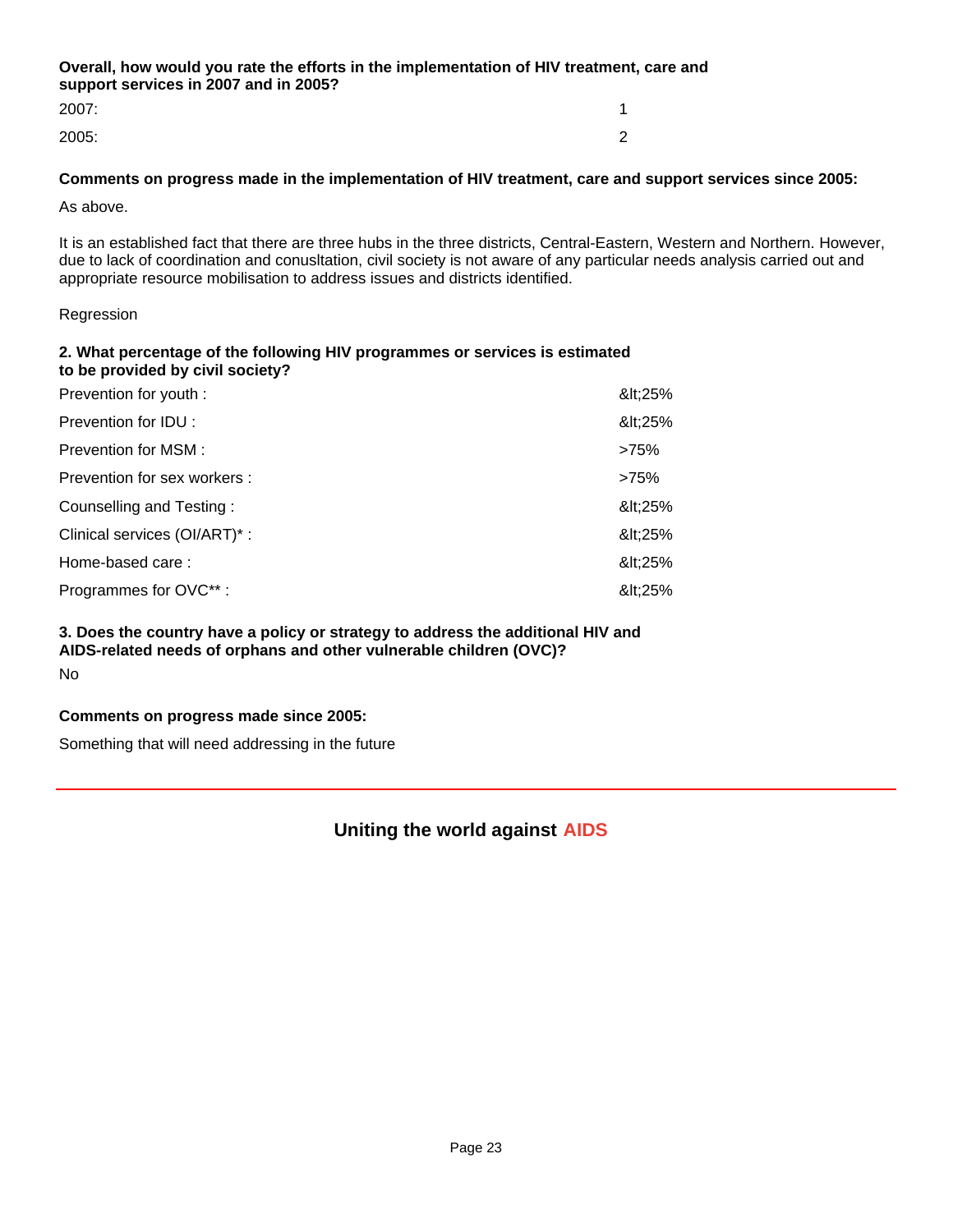**Overall, how would you rate the efforts in the implementation of HIV treatment, care and support services in 2007 and in 2005?**

| | |
|---|---|
| 2007: | 1 |
| 2005: | 2 |

**Comments on progress made in the implementation of HIV treatment, care and support services since 2005:**

As above.

It is an established fact that there are three hubs in the three districts, Central-Eastern, Western and Northern. However, due to lack of coordination and conusltation, civil society is not aware of any particular needs analysis carried out and appropriate resource mobilisation to address issues and districts identified.

Regression

**2. What percentage of the following HIV programmes or services is estimated to be provided by civil society?**

| | |
|---|---|
| Prevention for youth : | &lt;25% |
| Prevention for IDU : | &lt;25% |
| Prevention for MSM : | >75% |
| Prevention for sex workers : | >75% |
| Counselling and Testing : | &lt;25% |
| Clinical services (OI/ART)* : | &lt;25% |
| Home-based care : | &lt;25% |
| Programmes for OVC** : | &lt;25% |

**3. Does the country have a policy or strategy to address the additional HIV and AIDS-related needs of orphans and other vulnerable children (OVC)?**

No

**Comments on progress made since 2005:**

Something that will need addressing in the future

**Uniting the world against AIDS**